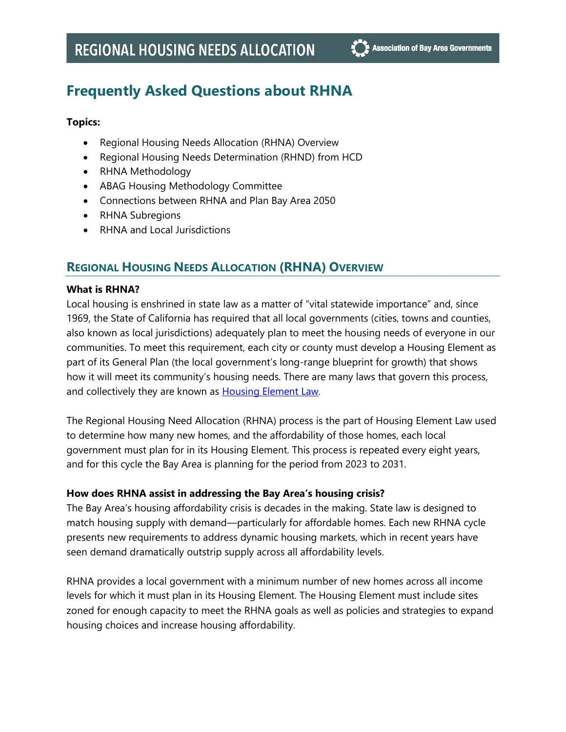# Frequently Asked Questions about RHNA

**Topics:**

- Regional Housing Needs Allocation (RHNA) Overview
- Regional Housing Needs Determination (RHND) from HCD
- RHNA Methodology
- ABAG Housing Methodology Committee
- Connections between RHNA and Plan Bay Area 2050
- RHNA Subregions
- RHNA and Local Jurisdictions

## Regional Housing Needs Allocation (RHNA) Overview

**What is RHNA?**

Local housing is enshrined in state law as a matter of "vital statewide importance" and, since 1969, the State of California has required that all local governments (cities, towns and counties, also known as local jurisdictions) adequately plan to meet the housing needs of everyone in our communities. To meet this requirement, each city or county must develop a Housing Element as part of its General Plan (the local government's long-range blueprint for growth) that shows how it will meet its community's housing needs. There are many laws that govern this process, and collectively they are known as Housing Element Law.

The Regional Housing Need Allocation (RHNA) process is the part of Housing Element Law used to determine how many new homes, and the affordability of those homes, each local government must plan for in its Housing Element. This process is repeated every eight years, and for this cycle the Bay Area is planning for the period from 2023 to 2031.

**How does RHNA assist in addressing the Bay Area's housing crisis?**

The Bay Area's housing affordability crisis is decades in the making. State law is designed to match housing supply with demand—particularly for affordable homes. Each new RHNA cycle presents new requirements to address dynamic housing markets, which in recent years have seen demand dramatically outstrip supply across all affordability levels.

RHNA provides a local government with a minimum number of new homes across all income levels for which it must plan in its Housing Element. The Housing Element must include sites zoned for enough capacity to meet the RHNA goals as well as policies and strategies to expand housing choices and increase housing affordability.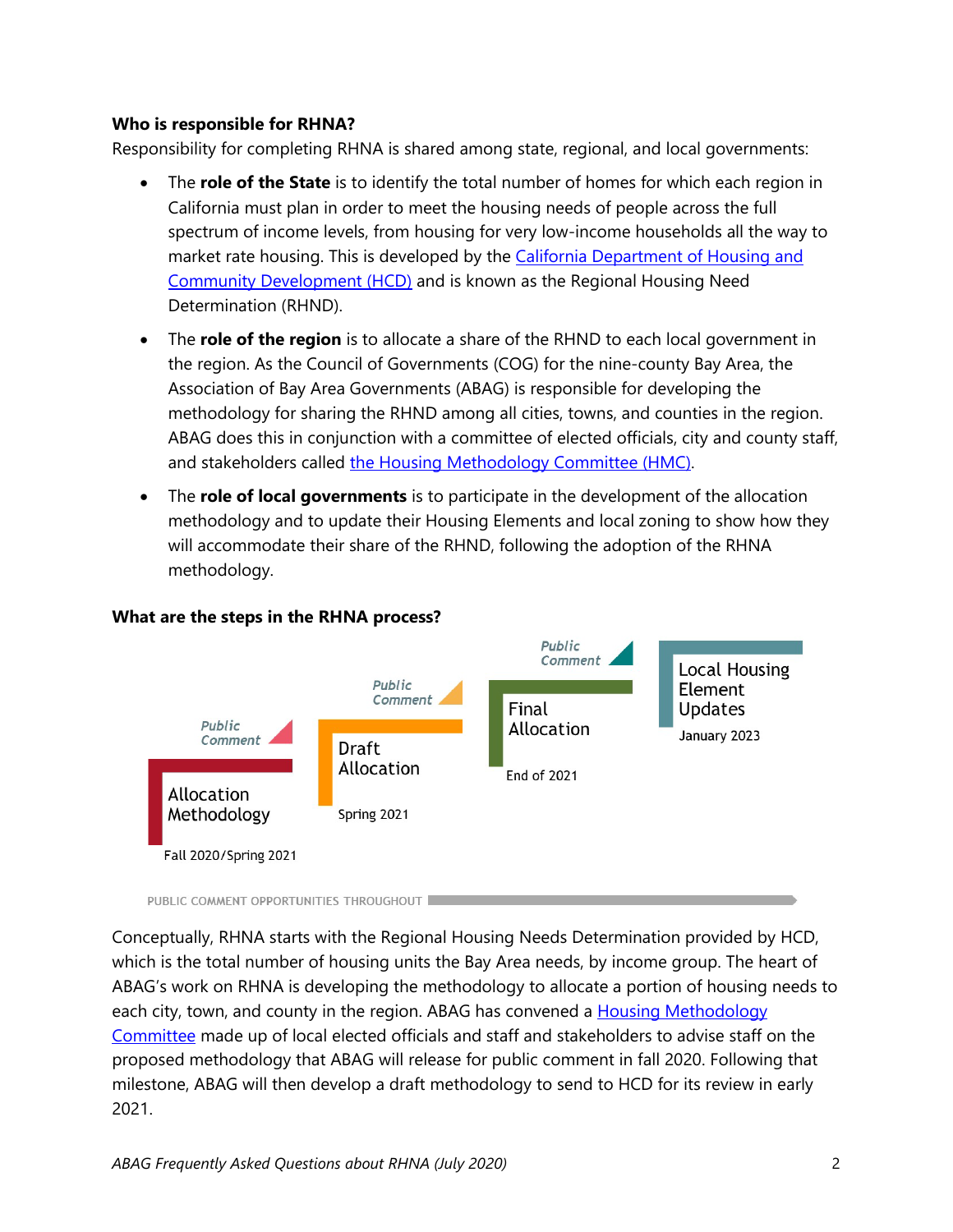**Who is responsible for RHNA?**

Responsibility for completing RHNA is shared among state, regional, and local governments:

- The **role of the State** is to identify the total number of homes for which each region in California must plan in order to meet the housing needs of people across the full spectrum of income levels, from housing for very low-income households all the way to market rate housing. This is developed by the California Department of Housing and Community Development (HCD) and is known as the Regional Housing Need Determination (RHND).
- The **role of the region** is to allocate a share of the RHND to each local government in the region. As the Council of Governments (COG) for the nine-county Bay Area, the Association of Bay Area Governments (ABAG) is responsible for developing the methodology for sharing the RHND among all cities, towns, and counties in the region. ABAG does this in conjunction with a committee of elected officials, city and county staff, and stakeholders called the Housing Methodology Committee (HMC).
- The **role of local governments** is to participate in the development of the allocation methodology and to update their Housing Elements and local zoning to show how they will accommodate their share of the RHND, following the adoption of the RHNA methodology.

**What are the steps in the RHNA process?**

Public Comment → Allocation Methodology (Fall 2020/Spring 2021)

Public Comment → Draft Allocation (Spring 2021)

Public Comment → Final Allocation (End of 2021)

Local Housing Element Updates (January 2023)

PUBLIC COMMENT OPPORTUNITIES THROUGHOUT

Conceptually, RHNA starts with the Regional Housing Needs Determination provided by HCD, which is the total number of housing units the Bay Area needs, by income group. The heart of ABAG's work on RHNA is developing the methodology to allocate a portion of housing needs to each city, town, and county in the region. ABAG has convened a Housing Methodology Committee made up of local elected officials and staff and stakeholders to advise staff on the proposed methodology that ABAG will release for public comment in fall 2020. Following that milestone, ABAG will then develop a draft methodology to send to HCD for its review in early 2021.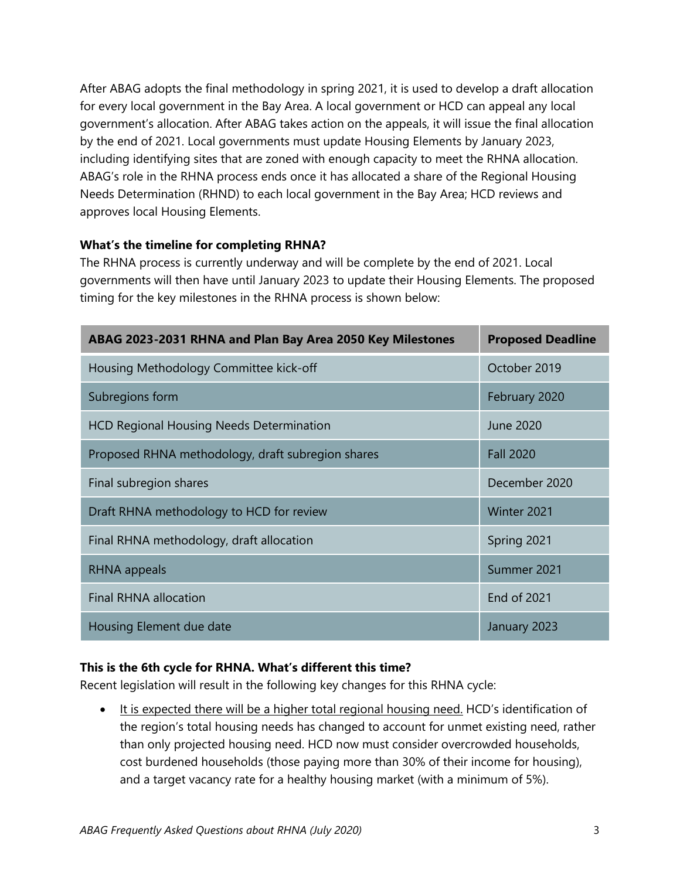After ABAG adopts the final methodology in spring 2021, it is used to develop a draft allocation for every local government in the Bay Area. A local government or HCD can appeal any local government's allocation. After ABAG takes action on the appeals, it will issue the final allocation by the end of 2021. Local governments must update Housing Elements by January 2023, including identifying sites that are zoned with enough capacity to meet the RHNA allocation. ABAG's role in the RHNA process ends once it has allocated a share of the Regional Housing Needs Determination (RHND) to each local government in the Bay Area; HCD reviews and approves local Housing Elements.

**What's the timeline for completing RHNA?**

The RHNA process is currently underway and will be complete by the end of 2021. Local governments will then have until January 2023 to update their Housing Elements. The proposed timing for the key milestones in the RHNA process is shown below:

| ABAG 2023-2031 RHNA and Plan Bay Area 2050 Key Milestones | Proposed Deadline |
|---|---|
| Housing Methodology Committee kick-off | October 2019 |
| Subregions form | February 2020 |
| HCD Regional Housing Needs Determination | June 2020 |
| Proposed RHNA methodology, draft subregion shares | Fall 2020 |
| Final subregion shares | December 2020 |
| Draft RHNA methodology to HCD for review | Winter 2021 |
| Final RHNA methodology, draft allocation | Spring 2021 |
| RHNA appeals | Summer 2021 |
| Final RHNA allocation | End of 2021 |
| Housing Element due date | January 2023 |

**This is the 6th cycle for RHNA. What's different this time?**

Recent legislation will result in the following key changes for this RHNA cycle:

- It is expected there will be a higher total regional housing need. HCD's identification of the region's total housing needs has changed to account for unmet existing need, rather than only projected housing need. HCD now must consider overcrowded households, cost burdened households (those paying more than 30% of their income for housing), and a target vacancy rate for a healthy housing market (with a minimum of 5%).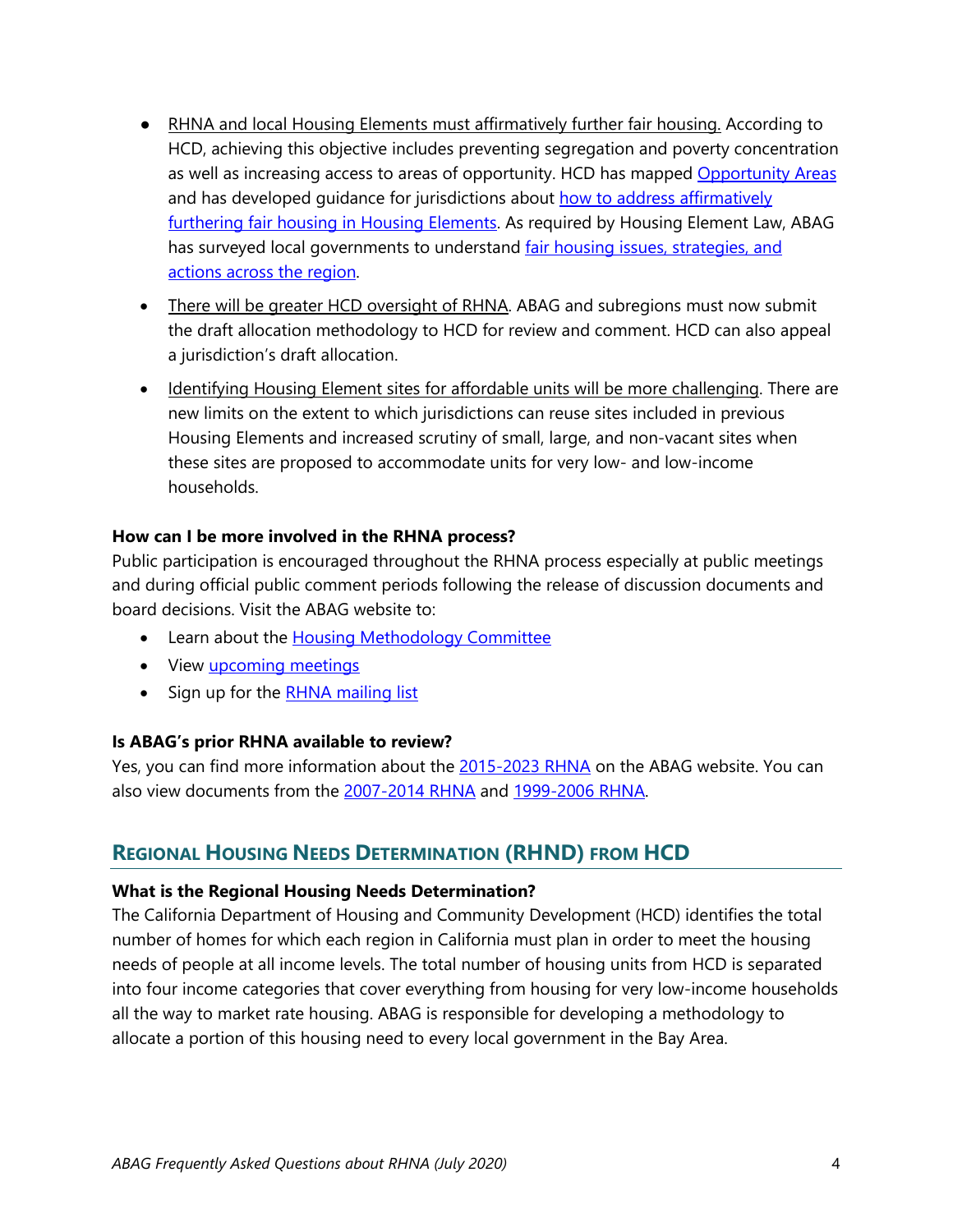- RHNA and local Housing Elements must affirmatively further fair housing. According to HCD, achieving this objective includes preventing segregation and poverty concentration as well as increasing access to areas of opportunity. HCD has mapped Opportunity Areas and has developed guidance for jurisdictions about how to address affirmatively furthering fair housing in Housing Elements. As required by Housing Element Law, ABAG has surveyed local governments to understand fair housing issues, strategies, and actions across the region.
- There will be greater HCD oversight of RHNA. ABAG and subregions must now submit the draft allocation methodology to HCD for review and comment. HCD can also appeal a jurisdiction's draft allocation.
- Identifying Housing Element sites for affordable units will be more challenging. There are new limits on the extent to which jurisdictions can reuse sites included in previous Housing Elements and increased scrutiny of small, large, and non-vacant sites when these sites are proposed to accommodate units for very low- and low-income households.

**How can I be more involved in the RHNA process?**

Public participation is encouraged throughout the RHNA process especially at public meetings and during official public comment periods following the release of discussion documents and board decisions. Visit the ABAG website to:

- Learn about the Housing Methodology Committee
- View upcoming meetings
- Sign up for the RHNA mailing list

**Is ABAG's prior RHNA available to review?**

Yes, you can find more information about the 2015-2023 RHNA on the ABAG website. You can also view documents from the 2007-2014 RHNA and 1999-2006 RHNA.

## Regional Housing Needs Determination (RHND) from HCD

**What is the Regional Housing Needs Determination?**

The California Department of Housing and Community Development (HCD) identifies the total number of homes for which each region in California must plan in order to meet the housing needs of people at all income levels. The total number of housing units from HCD is separated into four income categories that cover everything from housing for very low-income households all the way to market rate housing. ABAG is responsible for developing a methodology to allocate a portion of this housing need to every local government in the Bay Area.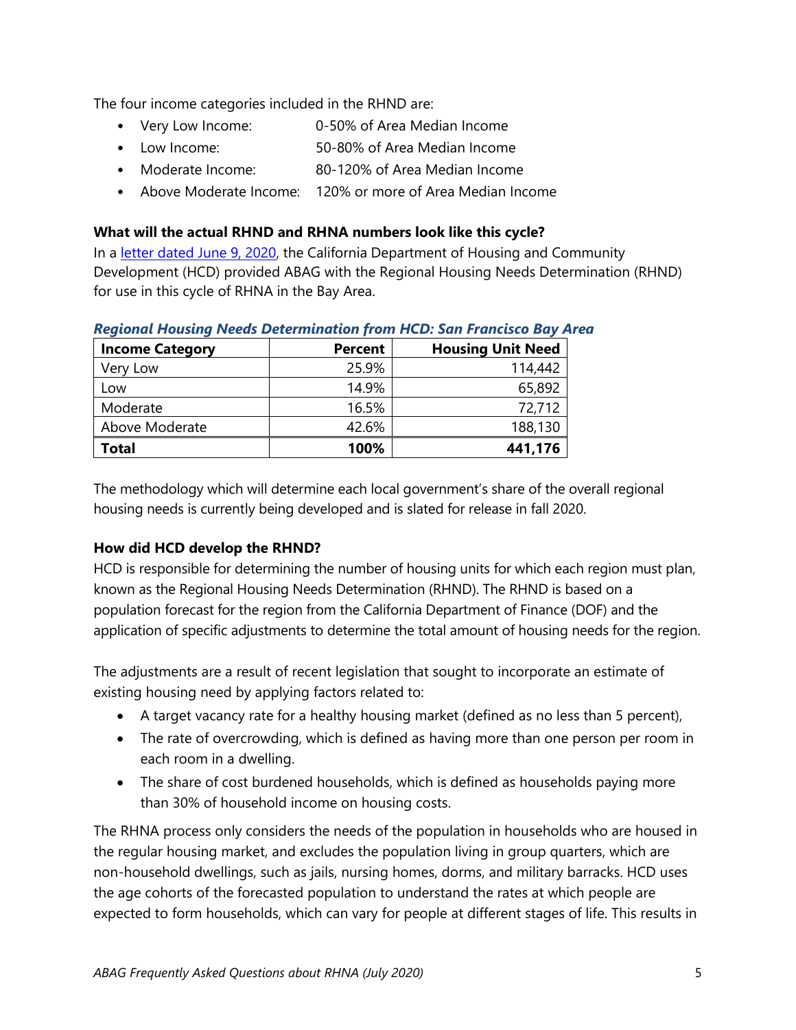The four income categories included in the RHND are:

- Very Low Income: 0-50% of Area Median Income
- Low Income: 50-80% of Area Median Income
- Moderate Income: 80-120% of Area Median Income
- Above Moderate Income: 120% or more of Area Median Income

**What will the actual RHND and RHNA numbers look like this cycle?**

In a [letter dated June 9, 2020](), the California Department of Housing and Community Development (HCD) provided ABAG with the Regional Housing Needs Determination (RHND) for use in this cycle of RHNA in the Bay Area.

***Regional Housing Needs Determination from HCD: San Francisco Bay Area***

| Income Category | Percent | Housing Unit Need |
|---|---:|---:|
| Very Low | 25.9% | 114,442 |
| Low | 14.9% | 65,892 |
| Moderate | 16.5% | 72,712 |
| Above Moderate | 42.6% | 188,130 |
| **Total** | **100%** | **441,176** |

The methodology which will determine each local government's share of the overall regional housing needs is currently being developed and is slated for release in fall 2020.

**How did HCD develop the RHND?**

HCD is responsible for determining the number of housing units for which each region must plan, known as the Regional Housing Needs Determination (RHND). The RHND is based on a population forecast for the region from the California Department of Finance (DOF) and the application of specific adjustments to determine the total amount of housing needs for the region.

The adjustments are a result of recent legislation that sought to incorporate an estimate of existing housing need by applying factors related to:

- A target vacancy rate for a healthy housing market (defined as no less than 5 percent),
- The rate of overcrowding, which is defined as having more than one person per room in each room in a dwelling.
- The share of cost burdened households, which is defined as households paying more than 30% of household income on housing costs.

The RHNA process only considers the needs of the population in households who are housed in the regular housing market, and excludes the population living in group quarters, which are non-household dwellings, such as jails, nursing homes, dorms, and military barracks. HCD uses the age cohorts of the forecasted population to understand the rates at which people are expected to form households, which can vary for people at different stages of life. This results in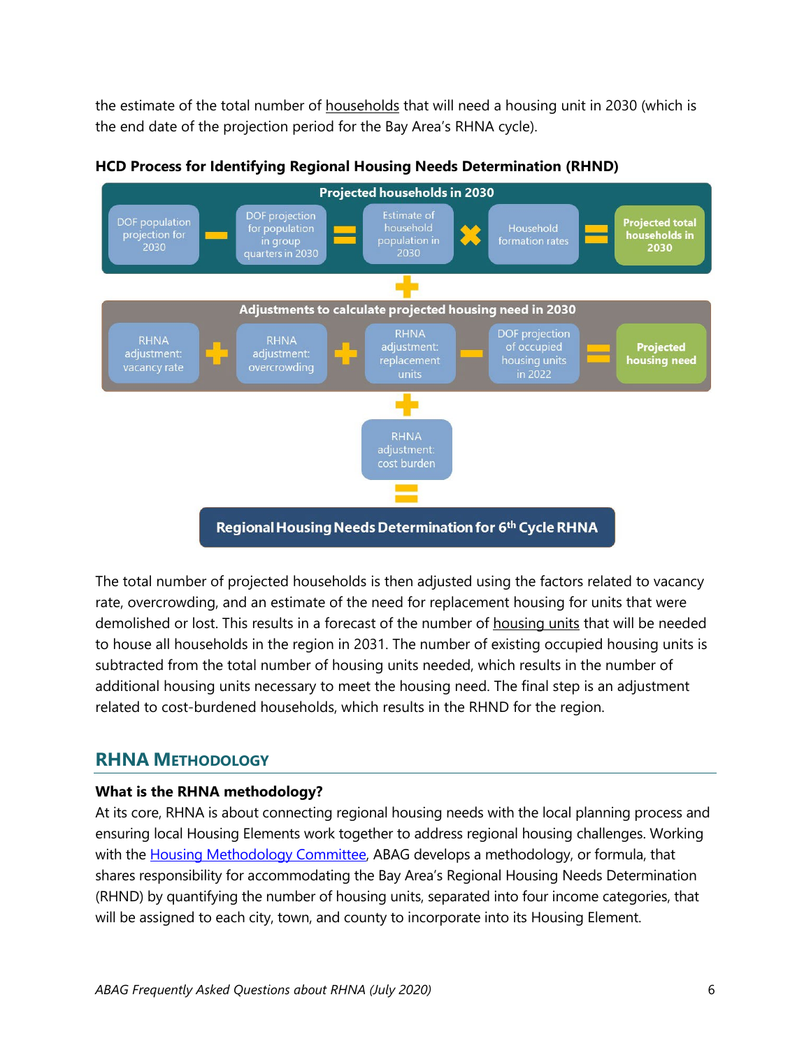the estimate of the total number of households that will need a housing unit in 2030 (which is the end date of the projection period for the Bay Area's RHNA cycle).

**HCD Process for Identifying Regional Housing Needs Determination (RHND)**

**Projected households in 2030**

DOF population projection for 2030 − DOF projection for population in group quarters in 2030 = Estimate of household population in 2030 × Household formation rates = **Projected total households in 2030**

+

**Adjustments to calculate projected housing need in 2030**

RHNA adjustment: vacancy rate + RHNA adjustment: overcrowding + RHNA adjustment: replacement units − DOF projection of occupied housing units in 2022 = **Projected housing need**

+

RHNA adjustment: cost burden

=

**Regional Housing Needs Determination for 6th Cycle RHNA**

The total number of projected households is then adjusted using the factors related to vacancy rate, overcrowding, and an estimate of the need for replacement housing for units that were demolished or lost. This results in a forecast of the number of housing units that will be needed to house all households in the region in 2031. The number of existing occupied housing units is subtracted from the total number of housing units needed, which results in the number of additional housing units necessary to meet the housing need. The final step is an adjustment related to cost-burdened households, which results in the RHND for the region.

## RHNA Methodology

### What is the RHNA methodology?

At its core, RHNA is about connecting regional housing needs with the local planning process and ensuring local Housing Elements work together to address regional housing challenges. Working with the Housing Methodology Committee, ABAG develops a methodology, or formula, that shares responsibility for accommodating the Bay Area's Regional Housing Needs Determination (RHND) by quantifying the number of housing units, separated into four income categories, that will be assigned to each city, town, and county to incorporate into its Housing Element.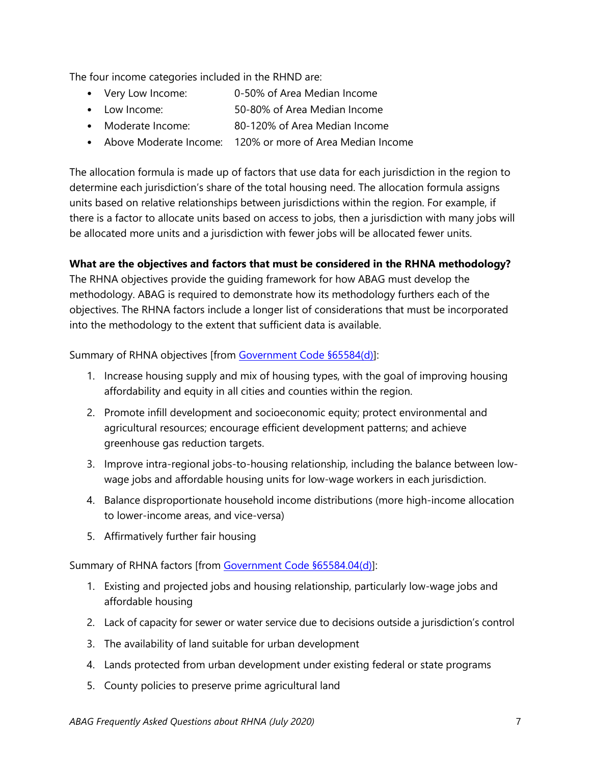The four income categories included in the RHND are:

- Very Low Income: 0-50% of Area Median Income
- Low Income: 50-80% of Area Median Income
- Moderate Income: 80-120% of Area Median Income
- Above Moderate Income: 120% or more of Area Median Income

The allocation formula is made up of factors that use data for each jurisdiction in the region to determine each jurisdiction's share of the total housing need. The allocation formula assigns units based on relative relationships between jurisdictions within the region. For example, if there is a factor to allocate units based on access to jobs, then a jurisdiction with many jobs will be allocated more units and a jurisdiction with fewer jobs will be allocated fewer units.

**What are the objectives and factors that must be considered in the RHNA methodology?**
The RHNA objectives provide the guiding framework for how ABAG must develop the methodology. ABAG is required to demonstrate how its methodology furthers each of the objectives. The RHNA factors include a longer list of considerations that must be incorporated into the methodology to the extent that sufficient data is available.

Summary of RHNA objectives [from [Government Code §65584(d)]]:

1. Increase housing supply and mix of housing types, with the goal of improving housing affordability and equity in all cities and counties within the region.
2. Promote infill development and socioeconomic equity; protect environmental and agricultural resources; encourage efficient development patterns; and achieve greenhouse gas reduction targets.
3. Improve intra-regional jobs-to-housing relationship, including the balance between low-wage jobs and affordable housing units for low-wage workers in each jurisdiction.
4. Balance disproportionate household income distributions (more high-income allocation to lower-income areas, and vice-versa)
5. Affirmatively further fair housing

Summary of RHNA factors [from [Government Code §65584.04(d)]]:

1. Existing and projected jobs and housing relationship, particularly low-wage jobs and affordable housing
2. Lack of capacity for sewer or water service due to decisions outside a jurisdiction's control
3. The availability of land suitable for urban development
4. Lands protected from urban development under existing federal or state programs
5. County policies to preserve prime agricultural land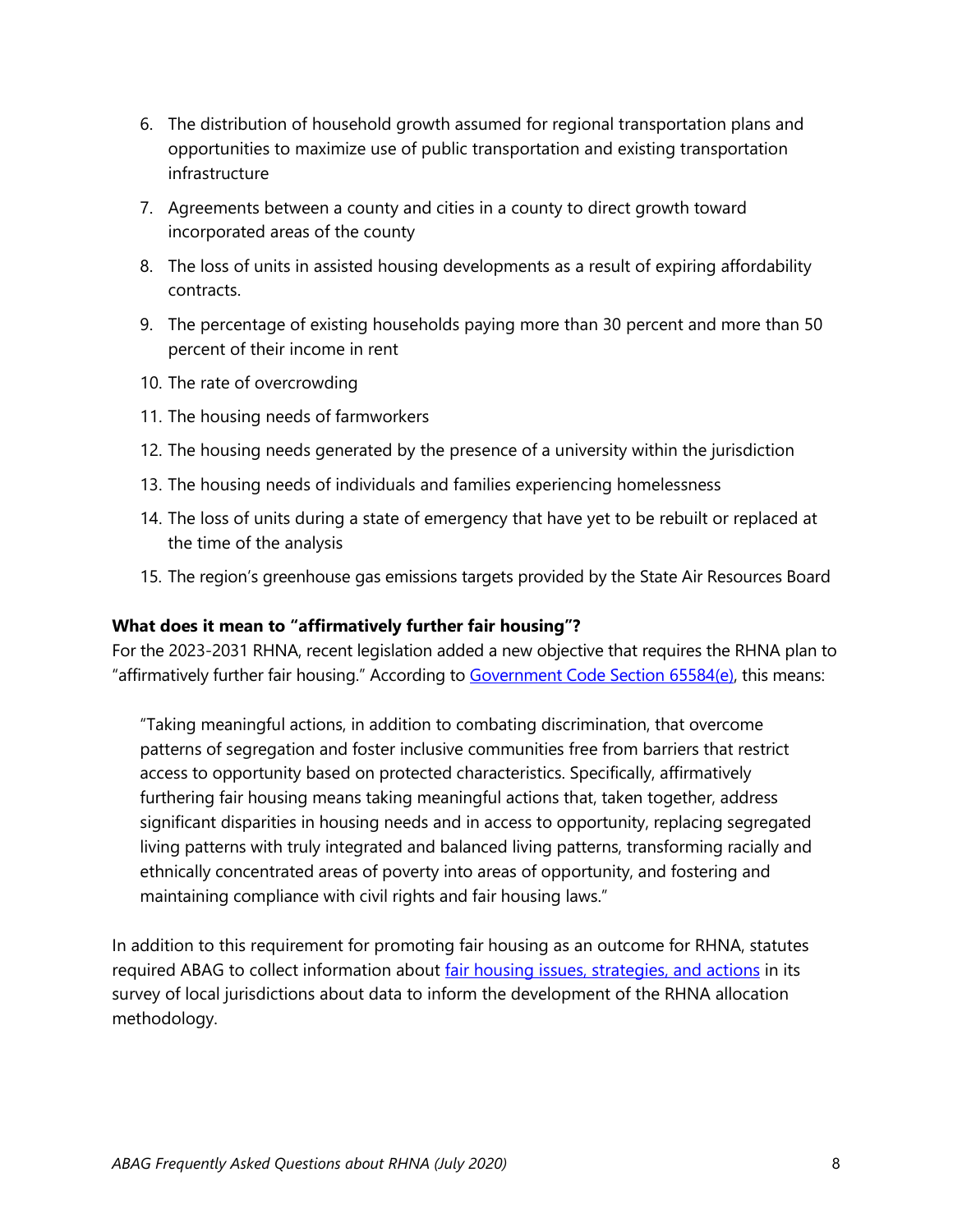6. The distribution of household growth assumed for regional transportation plans and opportunities to maximize use of public transportation and existing transportation infrastructure
7. Agreements between a county and cities in a county to direct growth toward incorporated areas of the county
8. The loss of units in assisted housing developments as a result of expiring affordability contracts.
9. The percentage of existing households paying more than 30 percent and more than 50 percent of their income in rent
10. The rate of overcrowding
11. The housing needs of farmworkers
12. The housing needs generated by the presence of a university within the jurisdiction
13. The housing needs of individuals and families experiencing homelessness
14. The loss of units during a state of emergency that have yet to be rebuilt or replaced at the time of the analysis
15. The region's greenhouse gas emissions targets provided by the State Air Resources Board

**What does it mean to "affirmatively further fair housing"?**

For the 2023-2031 RHNA, recent legislation added a new objective that requires the RHNA plan to "affirmatively further fair housing." According to [Government Code Section 65584(e)](), this means:

> "Taking meaningful actions, in addition to combating discrimination, that overcome patterns of segregation and foster inclusive communities free from barriers that restrict access to opportunity based on protected characteristics. Specifically, affirmatively furthering fair housing means taking meaningful actions that, taken together, address significant disparities in housing needs and in access to opportunity, replacing segregated living patterns with truly integrated and balanced living patterns, transforming racially and ethnically concentrated areas of poverty into areas of opportunity, and fostering and maintaining compliance with civil rights and fair housing laws."

In addition to this requirement for promoting fair housing as an outcome for RHNA, statutes required ABAG to collect information about [fair housing issues, strategies, and actions]() in its survey of local jurisdictions about data to inform the development of the RHNA allocation methodology.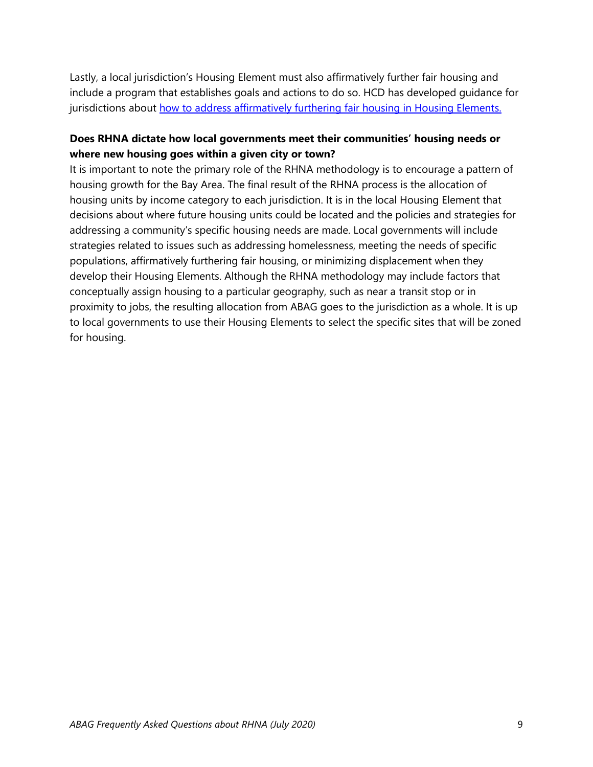Lastly, a local jurisdiction's Housing Element must also affirmatively further fair housing and include a program that establishes goals and actions to do so. HCD has developed guidance for jurisdictions about [how to address affirmatively furthering fair housing in Housing Elements.]()

**Does RHNA dictate how local governments meet their communities' housing needs or where new housing goes within a given city or town?**

It is important to note the primary role of the RHNA methodology is to encourage a pattern of housing growth for the Bay Area. The final result of the RHNA process is the allocation of housing units by income category to each jurisdiction. It is in the local Housing Element that decisions about where future housing units could be located and the policies and strategies for addressing a community's specific housing needs are made. Local governments will include strategies related to issues such as addressing homelessness, meeting the needs of specific populations, affirmatively furthering fair housing, or minimizing displacement when they develop their Housing Elements. Although the RHNA methodology may include factors that conceptually assign housing to a particular geography, such as near a transit stop or in proximity to jobs, the resulting allocation from ABAG goes to the jurisdiction as a whole. It is up to local governments to use their Housing Elements to select the specific sites that will be zoned for housing.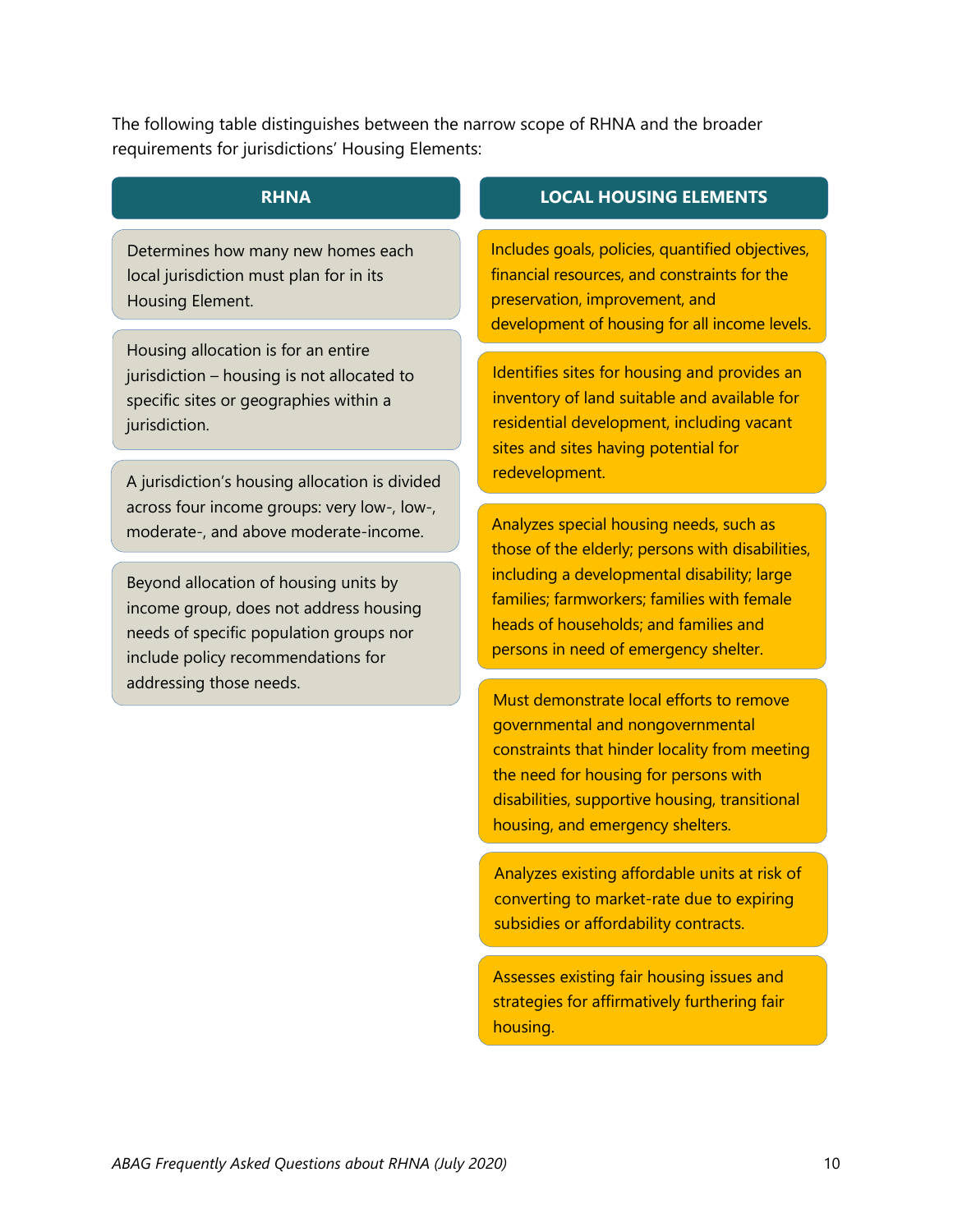The following table distinguishes between the narrow scope of RHNA and the broader requirements for jurisdictions' Housing Elements:

| RHNA | LOCAL HOUSING ELEMENTS |
| --- | --- |
| Determines how many new homes each local jurisdiction must plan for in its Housing Element. | Includes goals, policies, quantified objectives, financial resources, and constraints for the preservation, improvement, and development of housing for all income levels. |
| Housing allocation is for an entire jurisdiction – housing is not allocated to specific sites or geographies within a jurisdiction. | Identifies sites for housing and provides an inventory of land suitable and available for residential development, including vacant sites and sites having potential for redevelopment. |
| A jurisdiction's housing allocation is divided across four income groups: very low-, low-, moderate-, and above moderate-income. | Analyzes special housing needs, such as those of the elderly; persons with disabilities, including a developmental disability; large families; farmworkers; families with female heads of households; and families and persons in need of emergency shelter. |
| Beyond allocation of housing units by income group, does not address housing needs of specific population groups nor include policy recommendations for addressing those needs. | Must demonstrate local efforts to remove governmental and nongovernmental constraints that hinder locality from meeting the need for housing for persons with disabilities, supportive housing, transitional housing, and emergency shelters. |
| | Analyzes existing affordable units at risk of converting to market-rate due to expiring subsidies or affordability contracts. |
| | Assesses existing fair housing issues and strategies for affirmatively furthering fair housing. |

*ABAG Frequently Asked Questions about RHNA (July 2020)*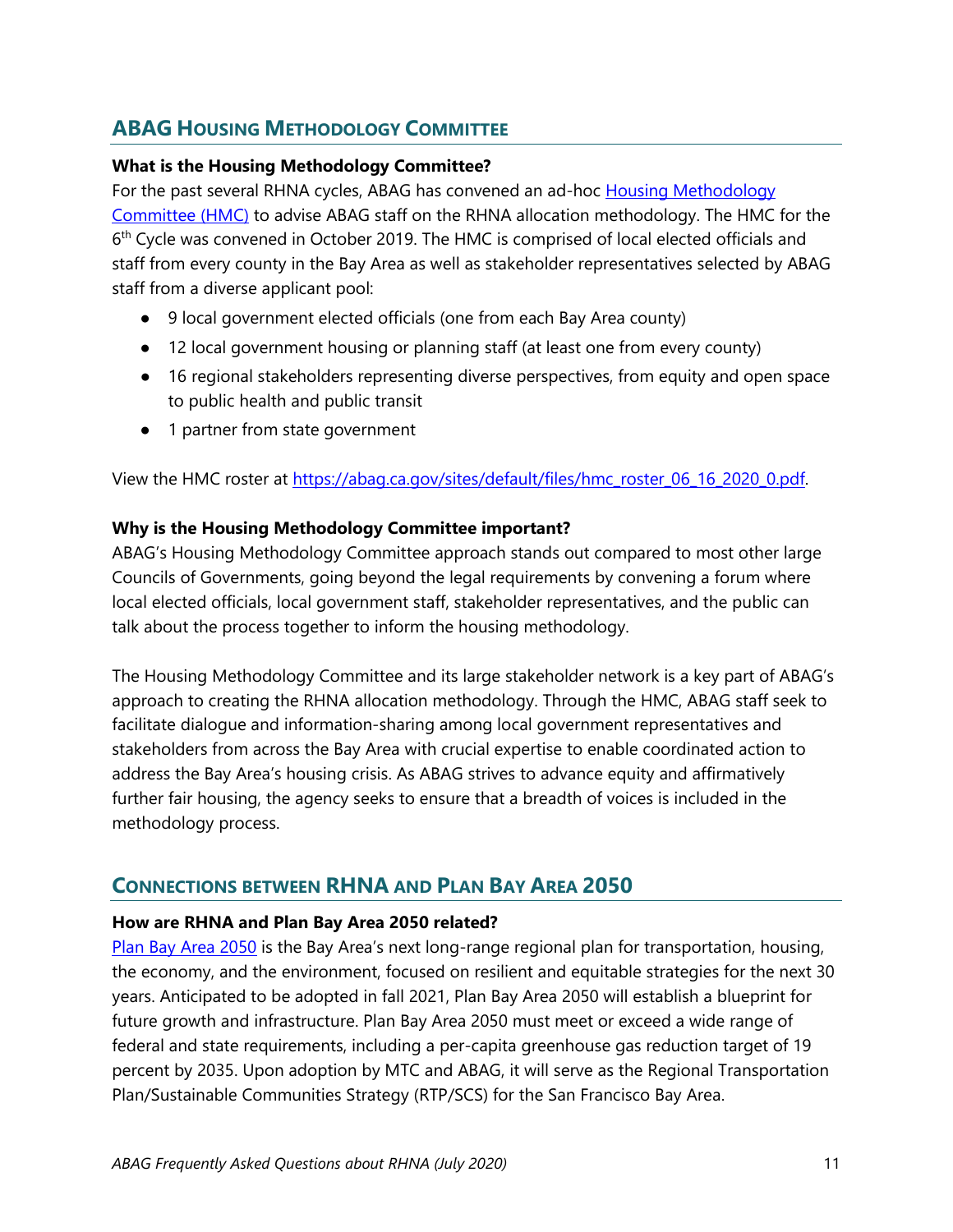## ABAG Housing Methodology Committee

**What is the Housing Methodology Committee?**

For the past several RHNA cycles, ABAG has convened an ad-hoc Housing Methodology Committee (HMC) to advise ABAG staff on the RHNA allocation methodology. The HMC for the 6th Cycle was convened in October 2019. The HMC is comprised of local elected officials and staff from every county in the Bay Area as well as stakeholder representatives selected by ABAG staff from a diverse applicant pool:

- 9 local government elected officials (one from each Bay Area county)
- 12 local government housing or planning staff (at least one from every county)
- 16 regional stakeholders representing diverse perspectives, from equity and open space to public health and public transit
- 1 partner from state government

View the HMC roster at https://abag.ca.gov/sites/default/files/hmc_roster_06_16_2020_0.pdf.

**Why is the Housing Methodology Committee important?**

ABAG's Housing Methodology Committee approach stands out compared to most other large Councils of Governments, going beyond the legal requirements by convening a forum where local elected officials, local government staff, stakeholder representatives, and the public can talk about the process together to inform the housing methodology.

The Housing Methodology Committee and its large stakeholder network is a key part of ABAG's approach to creating the RHNA allocation methodology. Through the HMC, ABAG staff seek to facilitate dialogue and information-sharing among local government representatives and stakeholders from across the Bay Area with crucial expertise to enable coordinated action to address the Bay Area's housing crisis. As ABAG strives to advance equity and affirmatively further fair housing, the agency seeks to ensure that a breadth of voices is included in the methodology process.

## Connections between RHNA and Plan Bay Area 2050

**How are RHNA and Plan Bay Area 2050 related?**

Plan Bay Area 2050 is the Bay Area's next long-range regional plan for transportation, housing, the economy, and the environment, focused on resilient and equitable strategies for the next 30 years. Anticipated to be adopted in fall 2021, Plan Bay Area 2050 will establish a blueprint for future growth and infrastructure. Plan Bay Area 2050 must meet or exceed a wide range of federal and state requirements, including a per-capita greenhouse gas reduction target of 19 percent by 2035. Upon adoption by MTC and ABAG, it will serve as the Regional Transportation Plan/Sustainable Communities Strategy (RTP/SCS) for the San Francisco Bay Area.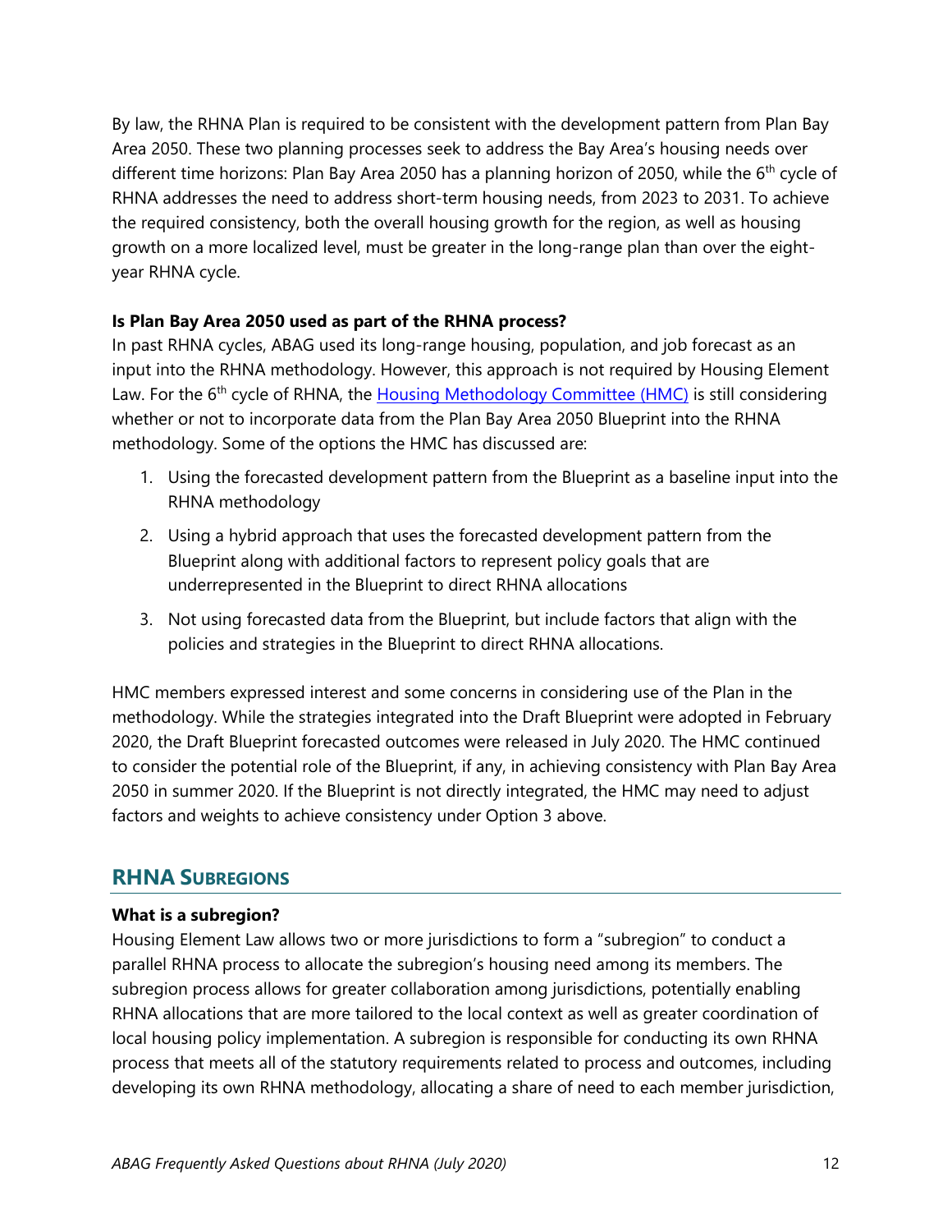By law, the RHNA Plan is required to be consistent with the development pattern from Plan Bay Area 2050. These two planning processes seek to address the Bay Area's housing needs over different time horizons: Plan Bay Area 2050 has a planning horizon of 2050, while the 6th cycle of RHNA addresses the need to address short-term housing needs, from 2023 to 2031. To achieve the required consistency, both the overall housing growth for the region, as well as housing growth on a more localized level, must be greater in the long-range plan than over the eight-year RHNA cycle.

**Is Plan Bay Area 2050 used as part of the RHNA process?**

In past RHNA cycles, ABAG used its long-range housing, population, and job forecast as an input into the RHNA methodology. However, this approach is not required by Housing Element Law. For the 6th cycle of RHNA, the [Housing Methodology Committee (HMC)]() is still considering whether or not to incorporate data from the Plan Bay Area 2050 Blueprint into the RHNA methodology. Some of the options the HMC has discussed are:

1. Using the forecasted development pattern from the Blueprint as a baseline input into the RHNA methodology
2. Using a hybrid approach that uses the forecasted development pattern from the Blueprint along with additional factors to represent policy goals that are underrepresented in the Blueprint to direct RHNA allocations
3. Not using forecasted data from the Blueprint, but include factors that align with the policies and strategies in the Blueprint to direct RHNA allocations.

HMC members expressed interest and some concerns in considering use of the Plan in the methodology. While the strategies integrated into the Draft Blueprint were adopted in February 2020, the Draft Blueprint forecasted outcomes were released in July 2020. The HMC continued to consider the potential role of the Blueprint, if any, in achieving consistency with Plan Bay Area 2050 in summer 2020. If the Blueprint is not directly integrated, the HMC may need to adjust factors and weights to achieve consistency under Option 3 above.

## RHNA Subregions

**What is a subregion?**

Housing Element Law allows two or more jurisdictions to form a "subregion" to conduct a parallel RHNA process to allocate the subregion's housing need among its members. The subregion process allows for greater collaboration among jurisdictions, potentially enabling RHNA allocations that are more tailored to the local context as well as greater coordination of local housing policy implementation. A subregion is responsible for conducting its own RHNA process that meets all of the statutory requirements related to process and outcomes, including developing its own RHNA methodology, allocating a share of need to each member jurisdiction,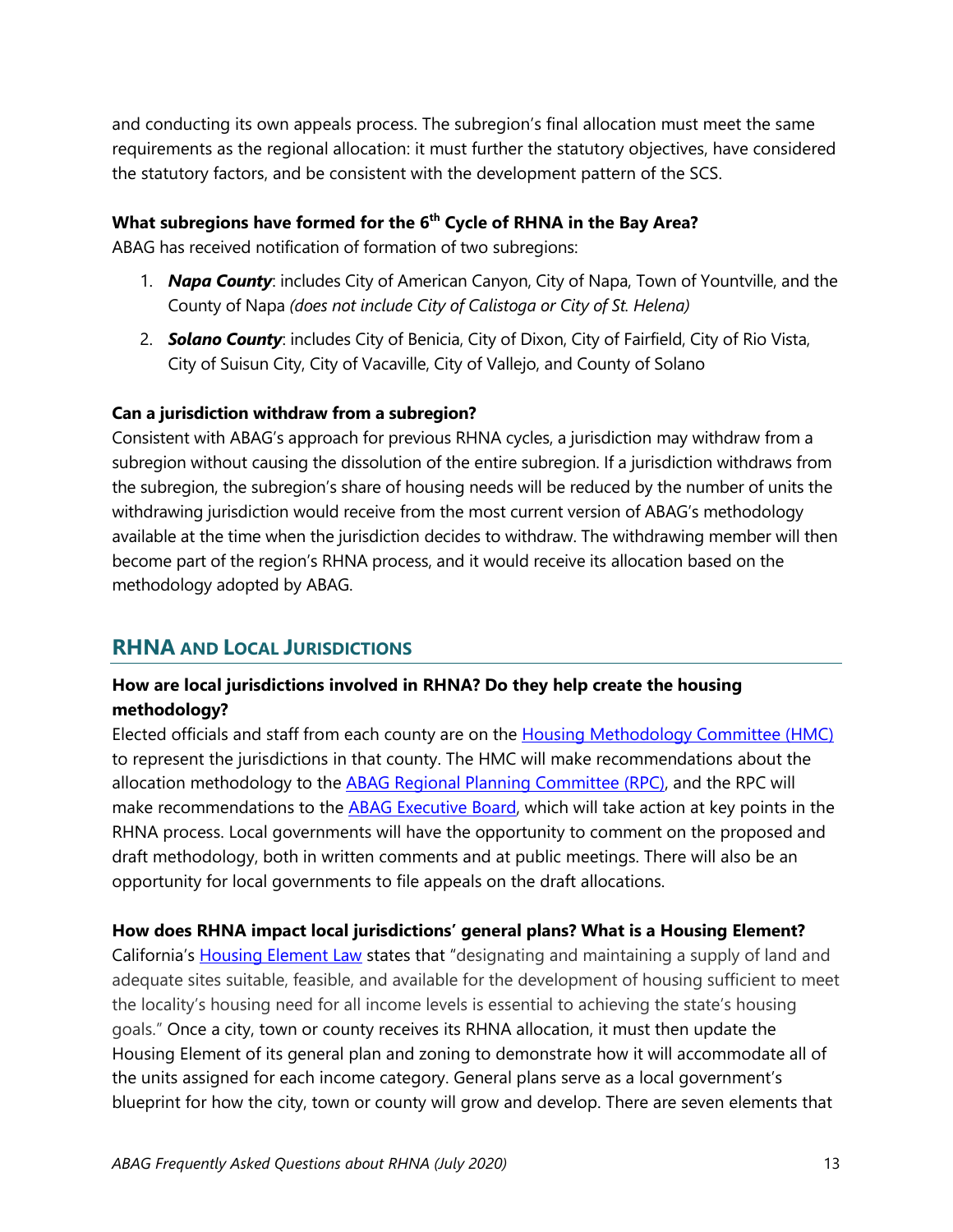and conducting its own appeals process. The subregion's final allocation must meet the same requirements as the regional allocation: it must further the statutory objectives, have considered the statutory factors, and be consistent with the development pattern of the SCS.

**What subregions have formed for the 6th Cycle of RHNA in the Bay Area?**

ABAG has received notification of formation of two subregions:

1. ***Napa County***: includes City of American Canyon, City of Napa, Town of Yountville, and the County of Napa *(does not include City of Calistoga or City of St. Helena)*
2. ***Solano County***: includes City of Benicia, City of Dixon, City of Fairfield, City of Rio Vista, City of Suisun City, City of Vacaville, City of Vallejo, and County of Solano

**Can a jurisdiction withdraw from a subregion?**

Consistent with ABAG's approach for previous RHNA cycles, a jurisdiction may withdraw from a subregion without causing the dissolution of the entire subregion. If a jurisdiction withdraws from the subregion, the subregion's share of housing needs will be reduced by the number of units the withdrawing jurisdiction would receive from the most current version of ABAG's methodology available at the time when the jurisdiction decides to withdraw. The withdrawing member will then become part of the region's RHNA process, and it would receive its allocation based on the methodology adopted by ABAG.

## RHNA and Local Jurisdictions

**How are local jurisdictions involved in RHNA? Do they help create the housing methodology?**

Elected officials and staff from each county are on the Housing Methodology Committee (HMC) to represent the jurisdictions in that county. The HMC will make recommendations about the allocation methodology to the ABAG Regional Planning Committee (RPC), and the RPC will make recommendations to the ABAG Executive Board, which will take action at key points in the RHNA process. Local governments will have the opportunity to comment on the proposed and draft methodology, both in written comments and at public meetings. There will also be an opportunity for local governments to file appeals on the draft allocations.

**How does RHNA impact local jurisdictions' general plans? What is a Housing Element?**

California's Housing Element Law states that "designating and maintaining a supply of land and adequate sites suitable, feasible, and available for the development of housing sufficient to meet the locality's housing need for all income levels is essential to achieving the state's housing goals." Once a city, town or county receives its RHNA allocation, it must then update the Housing Element of its general plan and zoning to demonstrate how it will accommodate all of the units assigned for each income category. General plans serve as a local government's blueprint for how the city, town or county will grow and develop. There are seven elements that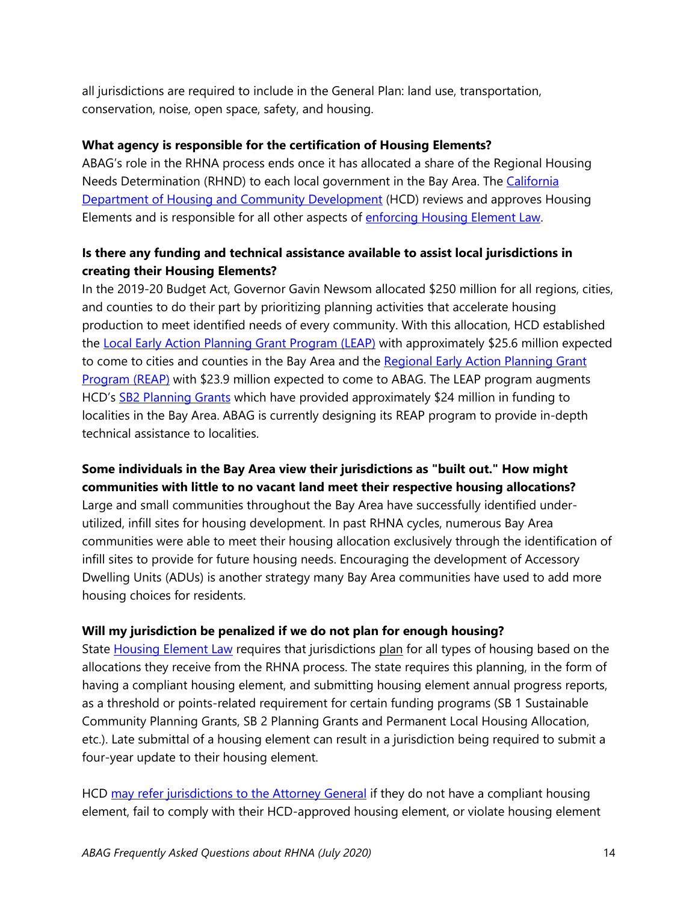all jurisdictions are required to include in the General Plan: land use, transportation, conservation, noise, open space, safety, and housing.

**What agency is responsible for the certification of Housing Elements?**

ABAG's role in the RHNA process ends once it has allocated a share of the Regional Housing Needs Determination (RHND) to each local government in the Bay Area. The California Department of Housing and Community Development (HCD) reviews and approves Housing Elements and is responsible for all other aspects of enforcing Housing Element Law.

**Is there any funding and technical assistance available to assist local jurisdictions in creating their Housing Elements?**

In the 2019-20 Budget Act, Governor Gavin Newsom allocated $250 million for all regions, cities, and counties to do their part by prioritizing planning activities that accelerate housing production to meet identified needs of every community. With this allocation, HCD established the Local Early Action Planning Grant Program (LEAP) with approximately $25.6 million expected to come to cities and counties in the Bay Area and the Regional Early Action Planning Grant Program (REAP) with $23.9 million expected to come to ABAG. The LEAP program augments HCD's SB2 Planning Grants which have provided approximately $24 million in funding to localities in the Bay Area. ABAG is currently designing its REAP program to provide in-depth technical assistance to localities.

**Some individuals in the Bay Area view their jurisdictions as "built out." How might communities with little to no vacant land meet their respective housing allocations?**

Large and small communities throughout the Bay Area have successfully identified under-utilized, infill sites for housing development. In past RHNA cycles, numerous Bay Area communities were able to meet their housing allocation exclusively through the identification of infill sites to provide for future housing needs. Encouraging the development of Accessory Dwelling Units (ADUs) is another strategy many Bay Area communities have used to add more housing choices for residents.

**Will my jurisdiction be penalized if we do not plan for enough housing?**

State Housing Element Law requires that jurisdictions plan for all types of housing based on the allocations they receive from the RHNA process. The state requires this planning, in the form of having a compliant housing element, and submitting housing element annual progress reports, as a threshold or points-related requirement for certain funding programs (SB 1 Sustainable Community Planning Grants, SB 2 Planning Grants and Permanent Local Housing Allocation, etc.). Late submittal of a housing element can result in a jurisdiction being required to submit a four-year update to their housing element.

HCD may refer jurisdictions to the Attorney General if they do not have a compliant housing element, fail to comply with their HCD-approved housing element, or violate housing element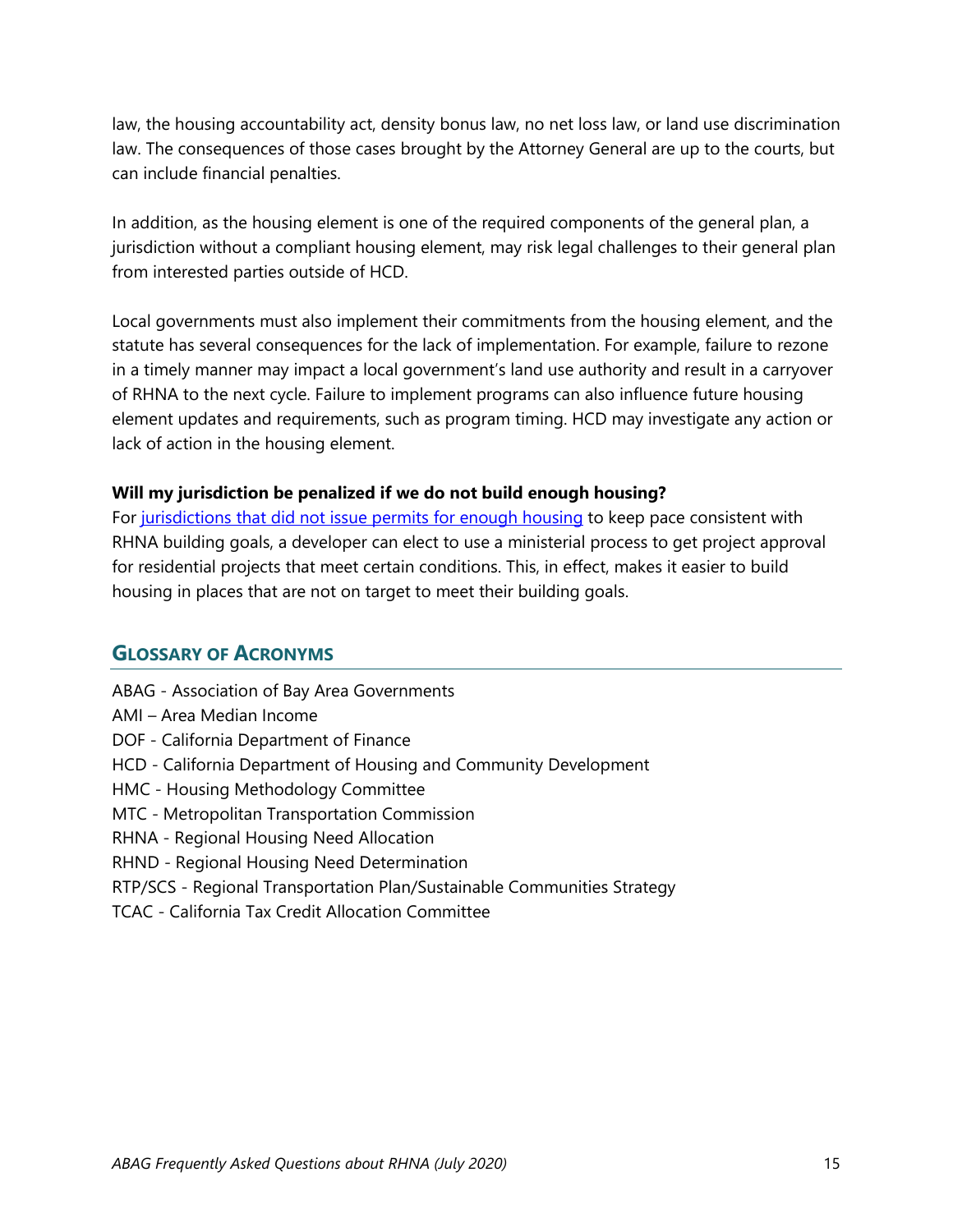law, the housing accountability act, density bonus law, no net loss law, or land use discrimination law. The consequences of those cases brought by the Attorney General are up to the courts, but can include financial penalties.

In addition, as the housing element is one of the required components of the general plan, a jurisdiction without a compliant housing element, may risk legal challenges to their general plan from interested parties outside of HCD.

Local governments must also implement their commitments from the housing element, and the statute has several consequences for the lack of implementation. For example, failure to rezone in a timely manner may impact a local government's land use authority and result in a carryover of RHNA to the next cycle. Failure to implement programs can also influence future housing element updates and requirements, such as program timing. HCD may investigate any action or lack of action in the housing element.

**Will my jurisdiction be penalized if we do not build enough housing?**

For jurisdictions that did not issue permits for enough housing to keep pace consistent with RHNA building goals, a developer can elect to use a ministerial process to get project approval for residential projects that meet certain conditions. This, in effect, makes it easier to build housing in places that are not on target to meet their building goals.

## Glossary of Acronyms

ABAG - Association of Bay Area Governments
AMI – Area Median Income
DOF - California Department of Finance
HCD - California Department of Housing and Community Development
HMC - Housing Methodology Committee
MTC - Metropolitan Transportation Commission
RHNA - Regional Housing Need Allocation
RHND - Regional Housing Need Determination
RTP/SCS - Regional Transportation Plan/Sustainable Communities Strategy
TCAC - California Tax Credit Allocation Committee